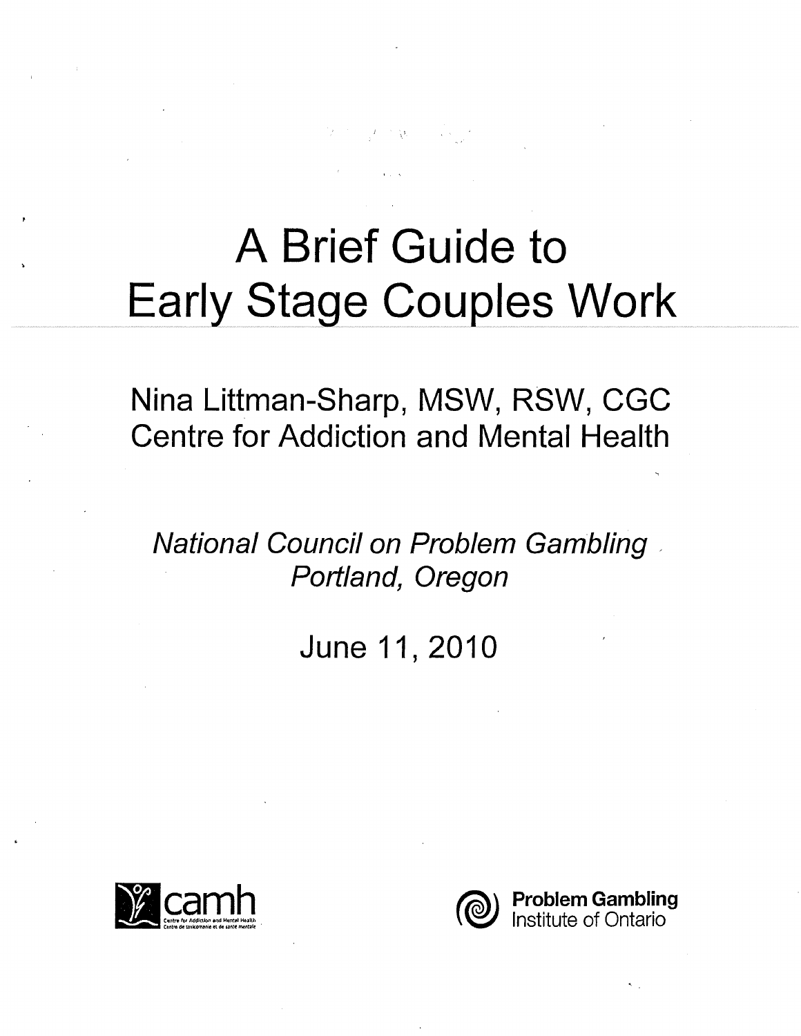# A Brief Guide to Early Stage Couples Work

Nina Littman-Sharp, MSW, RSW, CGC
Centre for Addiction and Mental Health

*National Council on Problem Gambling*
*Portland, Oregon*

June 11, 2010

camh
Centre for Addiction and Mental Health
Centre de toxicomanie et de santé mentale

Problem Gambling Institute of Ontario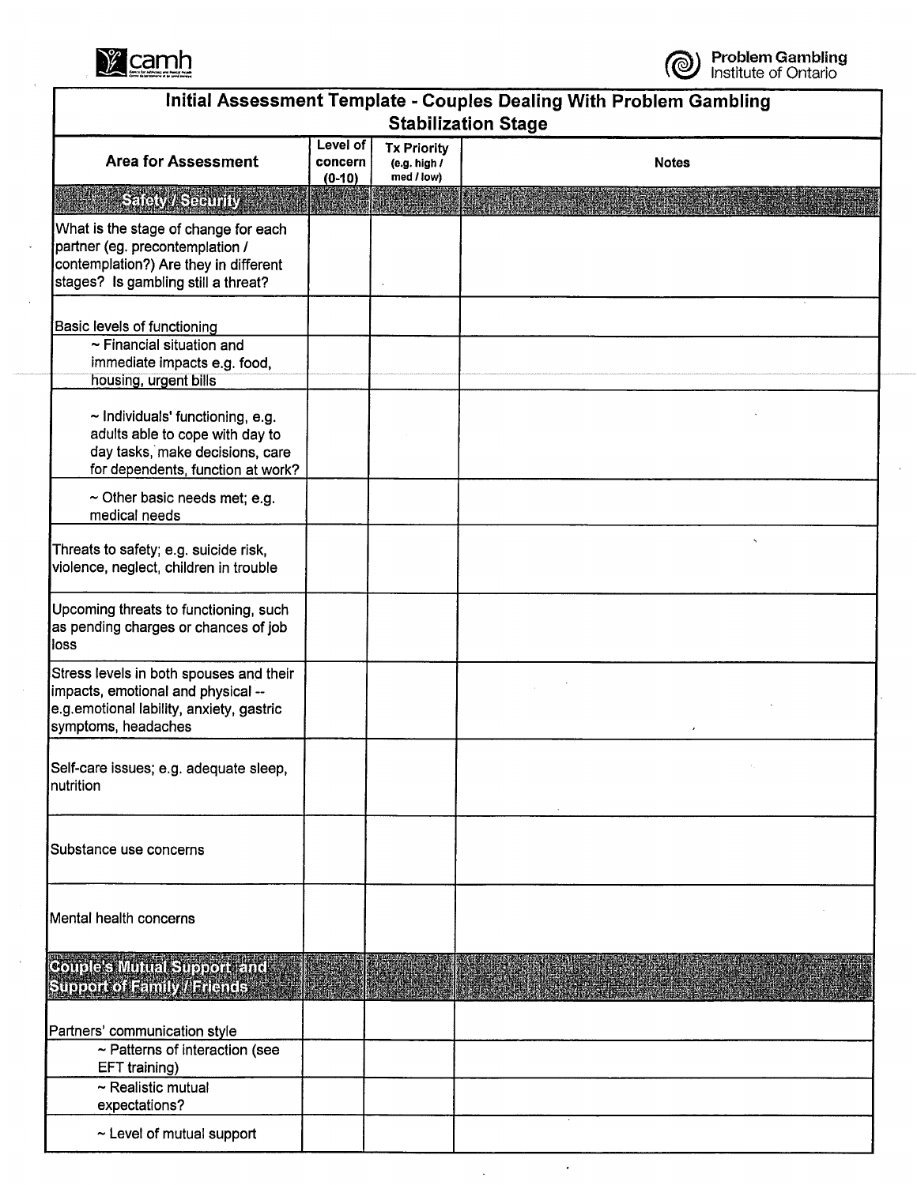# Initial Assessment Template - Couples Dealing With Problem Gambling

## Stabilization Stage

| Area for Assessment | Level of concern (0-10) | Tx Priority (e.g. high / med / low) | Notes |
|---|---|---|---|
| **Safety / Security** | | | |
| What is the stage of change for each partner (eg. precontemplation / contemplation?) Are they in different stages? Is gambling still a threat? | | | |
| Basic levels of functioning | | | |
| ~ Financial situation and immediate impacts e.g. food, housing, urgent bills | | | |
| ~ Individuals' functioning, e.g. adults able to cope with day to day tasks, make decisions, care for dependents, function at work? | | | |
| ~ Other basic needs met; e.g. medical needs | | | |
| Threats to safety; e.g. suicide risk, violence, neglect, children in trouble | | | |
| Upcoming threats to functioning, such as pending charges or chances of job loss | | | |
| Stress levels in both spouses and their impacts, emotional and physical -- e.g.emotional lability, anxiety, gastric symptoms, headaches | | | |
| Self-care issues; e.g. adequate sleep, nutrition | | | |
| Substance use concerns | | | |
| Mental health concerns | | | |
| **Couple's Mutual Support and Support of Family / Friends** | | | |
| Partners' communication style | | | |
| ~ Patterns of interaction (see EFT training) | | | |
| ~ Realistic mutual expectations? | | | |
| ~ Level of mutual support | | | |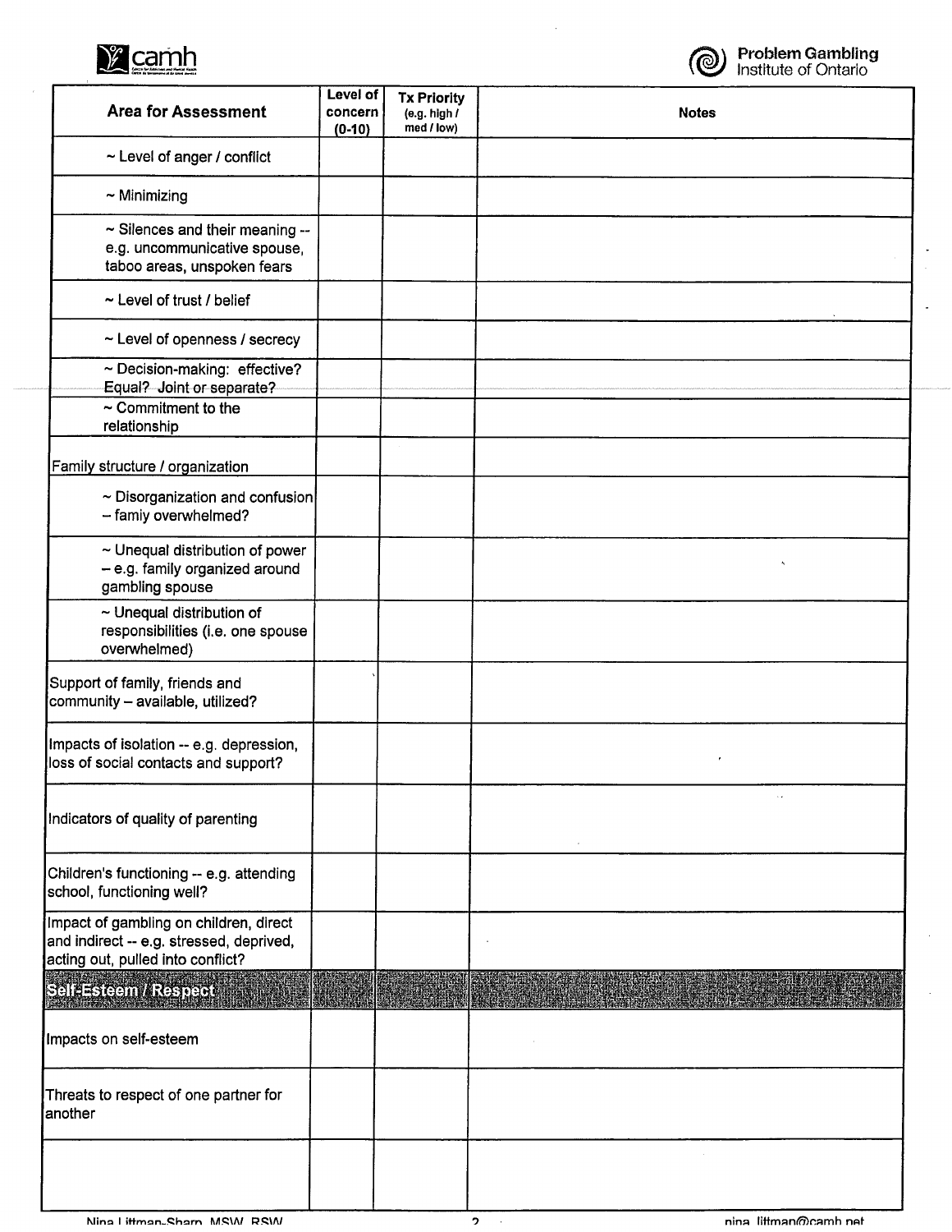| Area for Assessment | Level of concern (0-10) | Tx Priority (e.g. high / med / low) | Notes |
|---|---|---|---|
| ~ Level of anger / conflict | | | |
| ~ Minimizing | | | |
| ~ Silences and their meaning -- e.g. uncommunicative spouse, taboo areas, unspoken fears | | | |
| ~ Level of trust / belief | | | |
| ~ Level of openness / secrecy | | | |
| ~ Decision-making: effective? Equal? Joint or separate? | | | |
| ~ Commitment to the relationship | | | |
| Family structure / organization | | | |
| ~ Disorganization and confusion – famiy overwhelmed? | | | |
| ~ Unequal distribution of power – e.g. family organized around gambling spouse | | | |
| ~ Unequal distribution of responsibilities (i.e. one spouse overwhelmed) | | | |
| Support of family, friends and community – available, utilized? | | | |
| Impacts of isolation -- e.g. depression, loss of social contacts and support? | | | |
| Indicators of quality of parenting | | | |
| Children's functioning -- e.g. attending school, functioning well? | | | |
| Impact of gambling on children, direct and indirect -- e.g. stressed, deprived, acting out, pulled into conflict? | | | |
| **Self-Esteem / Respect** | | | |
| Impacts on self-esteem | | | |
| Threats to respect of one partner for another | | | |
| | | | |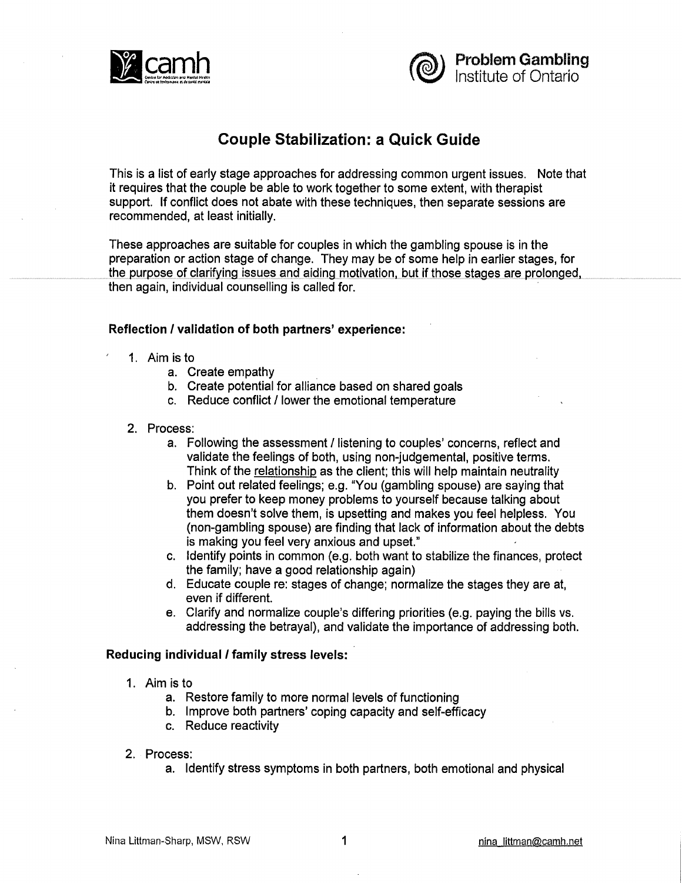# Couple Stabilization: a Quick Guide

This is a list of early stage approaches for addressing common urgent issues. Note that it requires that the couple be able to work together to some extent, with therapist support. If conflict does not abate with these techniques, then separate sessions are recommended, at least initially.

These approaches are suitable for couples in which the gambling spouse is in the preparation or action stage of change. They may be of some help in earlier stages, for the purpose of clarifying issues and aiding motivation, but if those stages are prolonged, then again, individual counselling is called for.

### Reflection / validation of both partners' experience:

1. Aim is to
   a. Create empathy
   b. Create potential for alliance based on shared goals
   c. Reduce conflict / lower the emotional temperature

2. Process:
   a. Following the assessment / listening to couples' concerns, reflect and validate the feelings of both, using non-judgemental, positive terms. Think of the relationship as the client; this will help maintain neutrality
   b. Point out related feelings; e.g. "You (gambling spouse) are saying that you prefer to keep money problems to yourself because talking about them doesn't solve them, is upsetting and makes you feel helpless. You (non-gambling spouse) are finding that lack of information about the debts is making you feel very anxious and upset."
   c. Identify points in common (e.g. both want to stabilize the finances, protect the family; have a good relationship again)
   d. Educate couple re: stages of change; normalize the stages they are at, even if different.
   e. Clarify and normalize couple's differing priorities (e.g. paying the bills vs. addressing the betrayal), and validate the importance of addressing both.

### Reducing individual / family stress levels:

1. Aim is to
   a. Restore family to more normal levels of functioning
   b. Improve both partners' coping capacity and self-efficacy
   c. Reduce reactivity

2. Process:
   a. Identify stress symptoms in both partners, both emotional and physical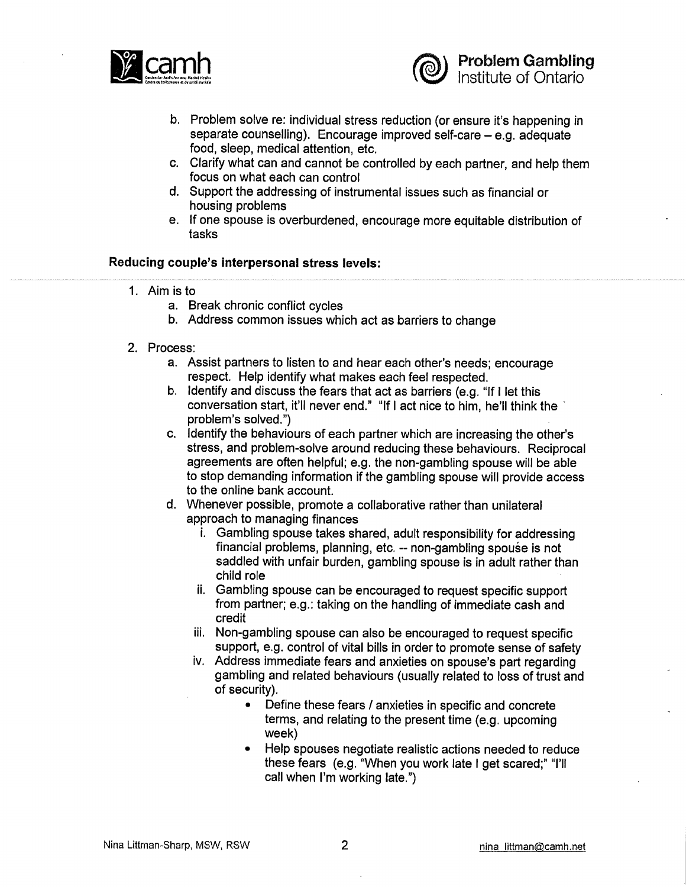b. Problem solve re: individual stress reduction (or ensure it's happening in separate counselling). Encourage improved self-care – e.g. adequate food, sleep, medical attention, etc.
c. Clarify what can and cannot be controlled by each partner, and help them focus on what each can control
d. Support the addressing of instrumental issues such as financial or housing problems
e. If one spouse is overburdened, encourage more equitable distribution of tasks

**Reducing couple's interpersonal stress levels:**

1. Aim is to
    a. Break chronic conflict cycles
    b. Address common issues which act as barriers to change

2. Process:
    a. Assist partners to listen to and hear each other's needs; encourage respect. Help identify what makes each feel respected.
    b. Identify and discuss the fears that act as barriers (e.g. "If I let this conversation start, it'll never end." "If I act nice to him, he'll think the problem's solved.")
    c. Identify the behaviours of each partner which are increasing the other's stress, and problem-solve around reducing these behaviours. Reciprocal agreements are often helpful; e.g. the non-gambling spouse will be able to stop demanding information if the gambling spouse will provide access to the online bank account.
    d. Whenever possible, promote a collaborative rather than unilateral approach to managing finances
        i. Gambling spouse takes shared, adult responsibility for addressing financial problems, planning, etc. -- non-gambling spouse is not saddled with unfair burden, gambling spouse is in adult rather than child role
        ii. Gambling spouse can be encouraged to request specific support from partner; e.g.: taking on the handling of immediate cash and credit
        iii. Non-gambling spouse can also be encouraged to request specific support, e.g. control of vital bills in order to promote sense of safety
        iv. Address immediate fears and anxieties on spouse's part regarding gambling and related behaviours (usually related to loss of trust and of security).
            - Define these fears / anxieties in specific and concrete terms, and relating to the present time (e.g. upcoming week)
            - Help spouses negotiate realistic actions needed to reduce these fears (e.g. "When you work late I get scared;" "I'll call when I'm working late.")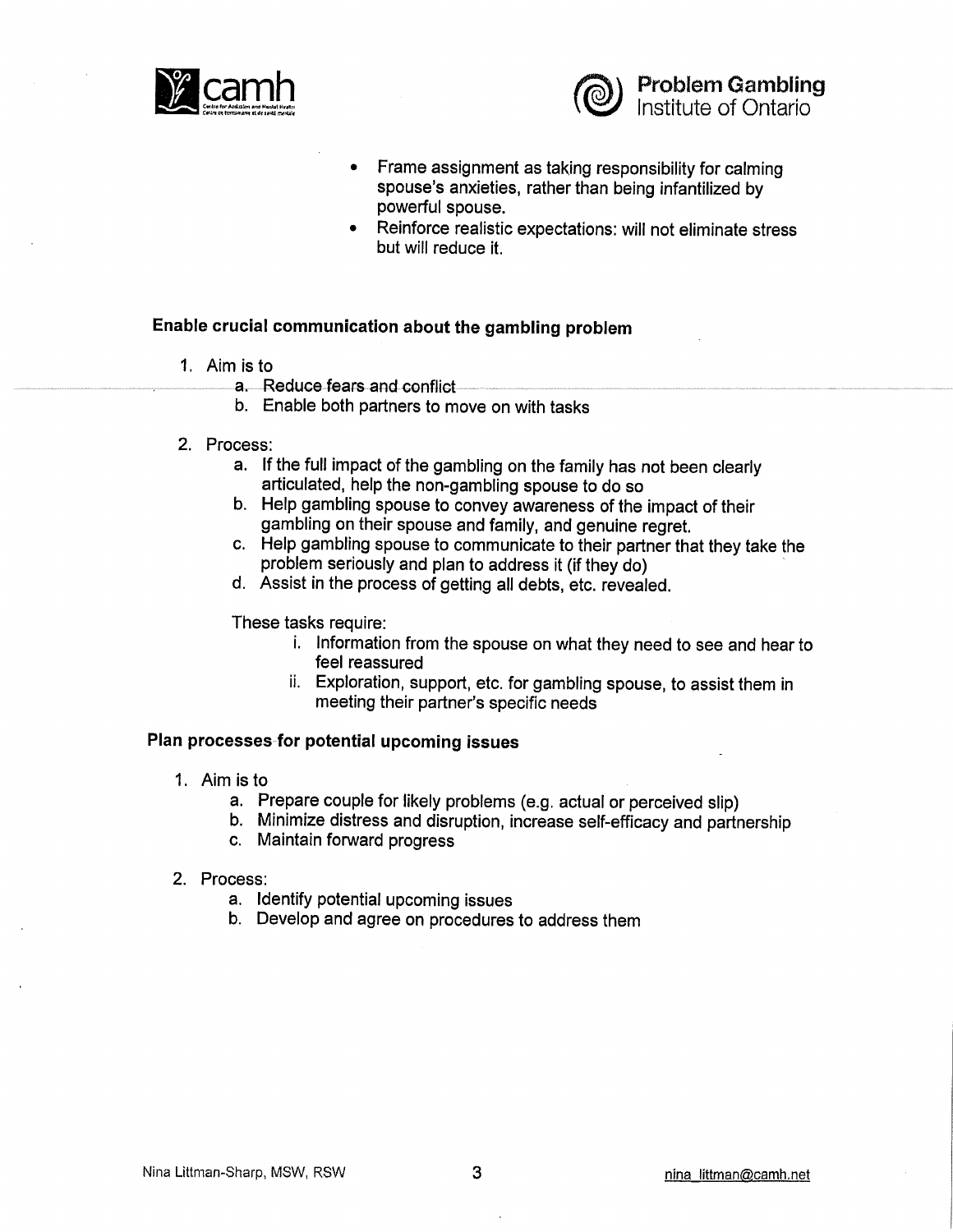- Frame assignment as taking responsibility for calming spouse's anxieties, rather than being infantilized by powerful spouse.
- Reinforce realistic expectations: will not eliminate stress but will reduce it.

### Enable crucial communication about the gambling problem

1. Aim is to
   a. Reduce fears and conflict
   b. Enable both partners to move on with tasks

2. Process:
   a. If the full impact of the gambling on the family has not been clearly articulated, help the non-gambling spouse to do so
   b. Help gambling spouse to convey awareness of the impact of their gambling on their spouse and family, and genuine regret.
   c. Help gambling spouse to communicate to their partner that they take the problem seriously and plan to address it (if they do)
   d. Assist in the process of getting all debts, etc. revealed.

   These tasks require:
      i. Information from the spouse on what they need to see and hear to feel reassured
      ii. Exploration, support, etc. for gambling spouse, to assist them in meeting their partner's specific needs

### Plan processes for potential upcoming issues

1. Aim is to
   a. Prepare couple for likely problems (e.g. actual or perceived slip)
   b. Minimize distress and disruption, increase self-efficacy and partnership
   c. Maintain forward progress

2. Process:
   a. Identify potential upcoming issues
   b. Develop and agree on procedures to address them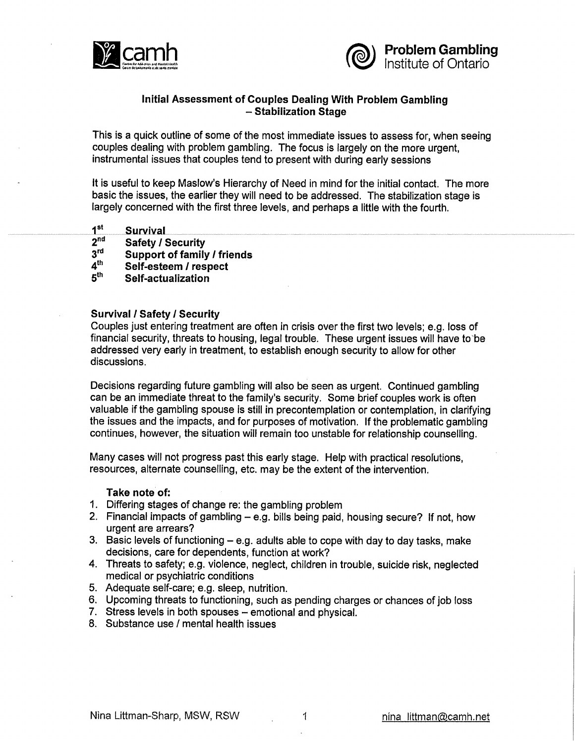# Initial Assessment of Couples Dealing With Problem Gambling – Stabilization Stage

This is a quick outline of some of the most immediate issues to assess for, when seeing couples dealing with problem gambling. The focus is largely on the more urgent, instrumental issues that couples tend to present with during early sessions

It is useful to keep Maslow's Hierarchy of Need in mind for the initial contact. The more basic the issues, the earlier they will need to be addressed. The stabilization stage is largely concerned with the first three levels, and perhaps a little with the fourth.

1st **Survival**
2nd **Safety / Security**
3rd **Support of family / friends**
4th **Self-esteem / respect**
5th **Self-actualization**

**Survival / Safety / Security**

Couples just entering treatment are often in crisis over the first two levels; e.g. loss of financial security, threats to housing, legal trouble. These urgent issues will have to be addressed very early in treatment, to establish enough security to allow for other discussions.

Decisions regarding future gambling will also be seen as urgent. Continued gambling can be an immediate threat to the family's security. Some brief couples work is often valuable if the gambling spouse is still in precontemplation or contemplation, in clarifying the issues and the impacts, and for purposes of motivation. If the problematic gambling continues, however, the situation will remain too unstable for relationship counselling.

Many cases will not progress past this early stage. Help with practical resolutions, resources, alternate counselling, etc. may be the extent of the intervention.

**Take note of:**

1. Differing stages of change re: the gambling problem
2. Financial impacts of gambling – e.g. bills being paid, housing secure? If not, how urgent are arrears?
3. Basic levels of functioning – e.g. adults able to cope with day to day tasks, make decisions, care for dependents, function at work?
4. Threats to safety; e.g. violence, neglect, children in trouble, suicide risk, neglected medical or psychiatric conditions
5. Adequate self-care; e.g. sleep, nutrition.
6. Upcoming threats to functioning, such as pending charges or chances of job loss
7. Stress levels in both spouses – emotional and physical.
8. Substance use / mental health issues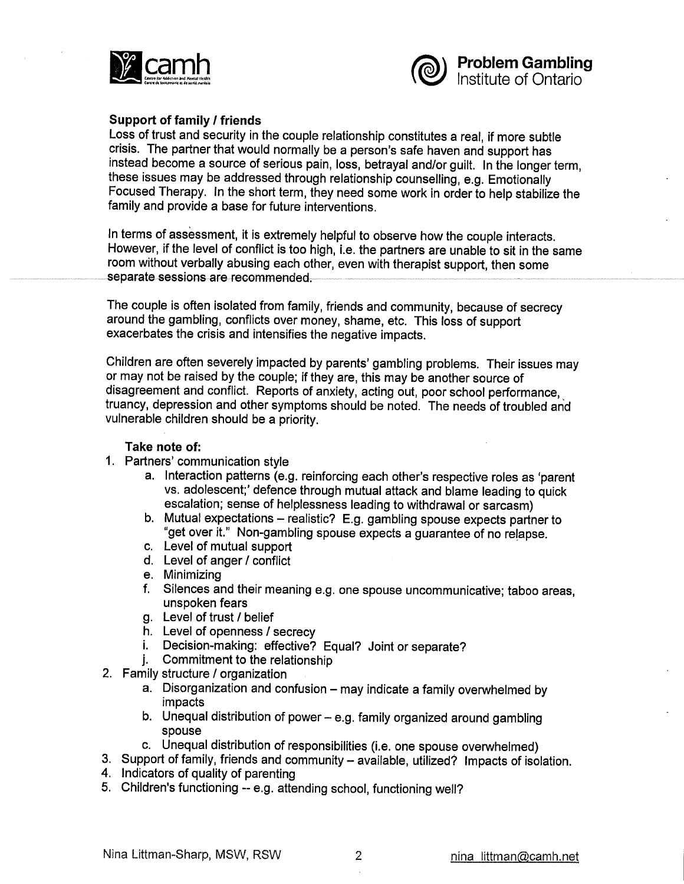**Support of family / friends**

Loss of trust and security in the couple relationship constitutes a real, if more subtle crisis. The partner that would normally be a person's safe haven and support has instead become a source of serious pain, loss, betrayal and/or guilt. In the longer term, these issues may be addressed through relationship counselling, e.g. Emotionally Focused Therapy. In the short term, they need some work in order to help stabilize the family and provide a base for future interventions.

In terms of assessment, it is extremely helpful to observe how the couple interacts. However, if the level of conflict is too high, i.e. the partners are unable to sit in the same room without verbally abusing each other, even with therapist support, then some separate sessions are recommended.

The couple is often isolated from family, friends and community, because of secrecy around the gambling, conflicts over money, shame, etc. This loss of support exacerbates the crisis and intensifies the negative impacts.

Children are often severely impacted by parents' gambling problems. Their issues may or may not be raised by the couple; if they are, this may be another source of disagreement and conflict. Reports of anxiety, acting out, poor school performance, truancy, depression and other symptoms should be noted. The needs of troubled and vulnerable children should be a priority.

**Take note of:**

1. Partners' communication style
   a. Interaction patterns (e.g. reinforcing each other's respective roles as 'parent vs. adolescent;' defence through mutual attack and blame leading to quick escalation; sense of helplessness leading to withdrawal or sarcasm)
   b. Mutual expectations – realistic? E.g. gambling spouse expects partner to "get over it." Non-gambling spouse expects a guarantee of no relapse.
   c. Level of mutual support
   d. Level of anger / conflict
   e. Minimizing
   f. Silences and their meaning e.g. one spouse uncommunicative; taboo areas, unspoken fears
   g. Level of trust / belief
   h. Level of openness / secrecy
   i. Decision-making: effective? Equal? Joint or separate?
   j. Commitment to the relationship
2. Family structure / organization
   a. Disorganization and confusion – may indicate a family overwhelmed by impacts
   b. Unequal distribution of power – e.g. family organized around gambling spouse
   c. Unequal distribution of responsibilities (i.e. one spouse overwhelmed)
3. Support of family, friends and community – available, utilized? Impacts of isolation.
4. Indicators of quality of parenting
5. Children's functioning -- e.g. attending school, functioning well?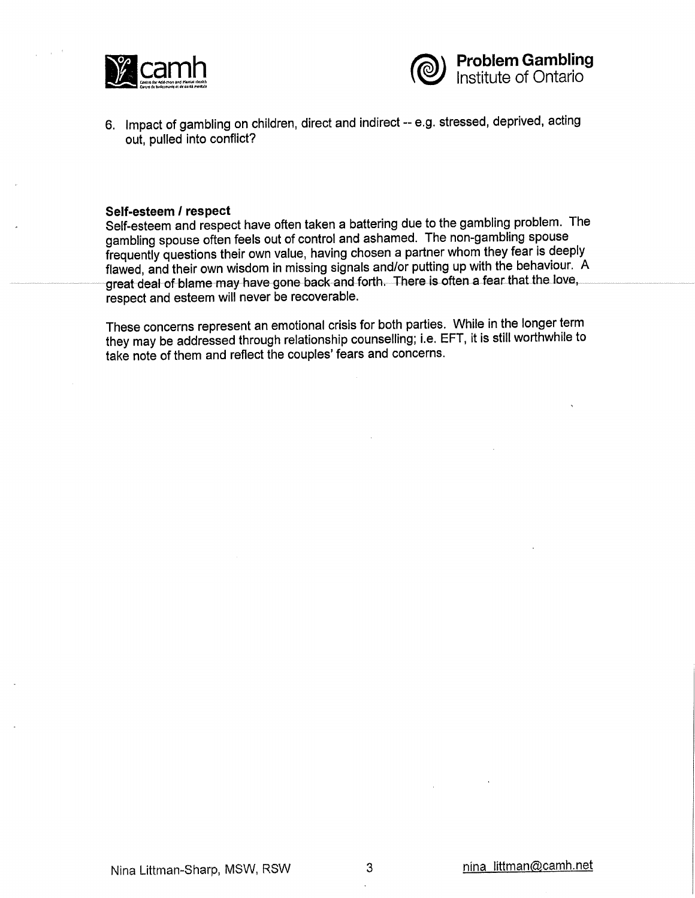6. Impact of gambling on children, direct and indirect -- e.g. stressed, deprived, acting out, pulled into conflict?

**Self-esteem / respect**

Self-esteem and respect have often taken a battering due to the gambling problem. The gambling spouse often feels out of control and ashamed. The non-gambling spouse frequently questions their own value, having chosen a partner whom they fear is deeply flawed, and their own wisdom in missing signals and/or putting up with the behaviour. A great deal of blame may have gone back and forth. There is often a fear that the love, respect and esteem will never be recoverable.

These concerns represent an emotional crisis for both parties. While in the longer term they may be addressed through relationship counselling; i.e. EFT, it is still worthwhile to take note of them and reflect the couples' fears and concerns.